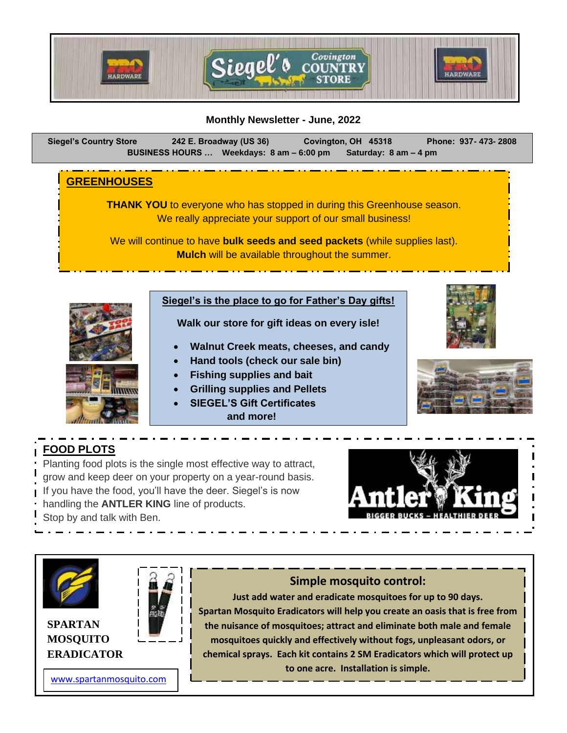Monthly Newsletter - June, 2022

**Siegel's Country Store** 242 E. Broadway (US 36) Covington, OH 45318 Phone: 937- 473- 2808
**BUSINESS HOURS …** Weekdays: 8 am – 6:00 pm Saturday: 8 am – 4 pm

## GREENHOUSES

**THANK YOU** to everyone who has stopped in during this Greenhouse season.
We really appreciate your support of our small business!

We will continue to have **bulk seeds and seed packets** (while supplies last).
**Mulch** will be available throughout the summer.

## Siegel's is the place to go for Father's Day gifts!

**Walk our store for gift ideas on every isle!**

- **Walnut Creek meats, cheeses, and candy**
- **Hand tools (check our sale bin)**
- **Fishing supplies and bait**
- **Grilling supplies and Pellets**
- **SIEGEL'S Gift Certificates**

**and more!**

## FOOD PLOTS

Planting food plots is the single most effective way to attract, grow and keep deer on your property on a year-round basis. If you have the food, you'll have the deer. Siegel's is now handling the **ANTLER KING** line of products.
Stop by and talk with Ben.

Antler King
BIGGER BUCKS – HEALTHIER DEER

**SPARTAN MOSQUITO ERADICATOR**

www.spartanmosquito.com

### Simple mosquito control:

**Just add water and eradicate mosquitoes for up to 90 days.
Spartan Mosquito Eradicators will help you create an oasis that is free from the nuisance of mosquitoes; attract and eliminate both male and female mosquitoes quickly and effectively without fogs, unpleasant odors, or chemical sprays. Each kit contains 2 SM Eradicators which will protect up to one acre. Installation is simple.**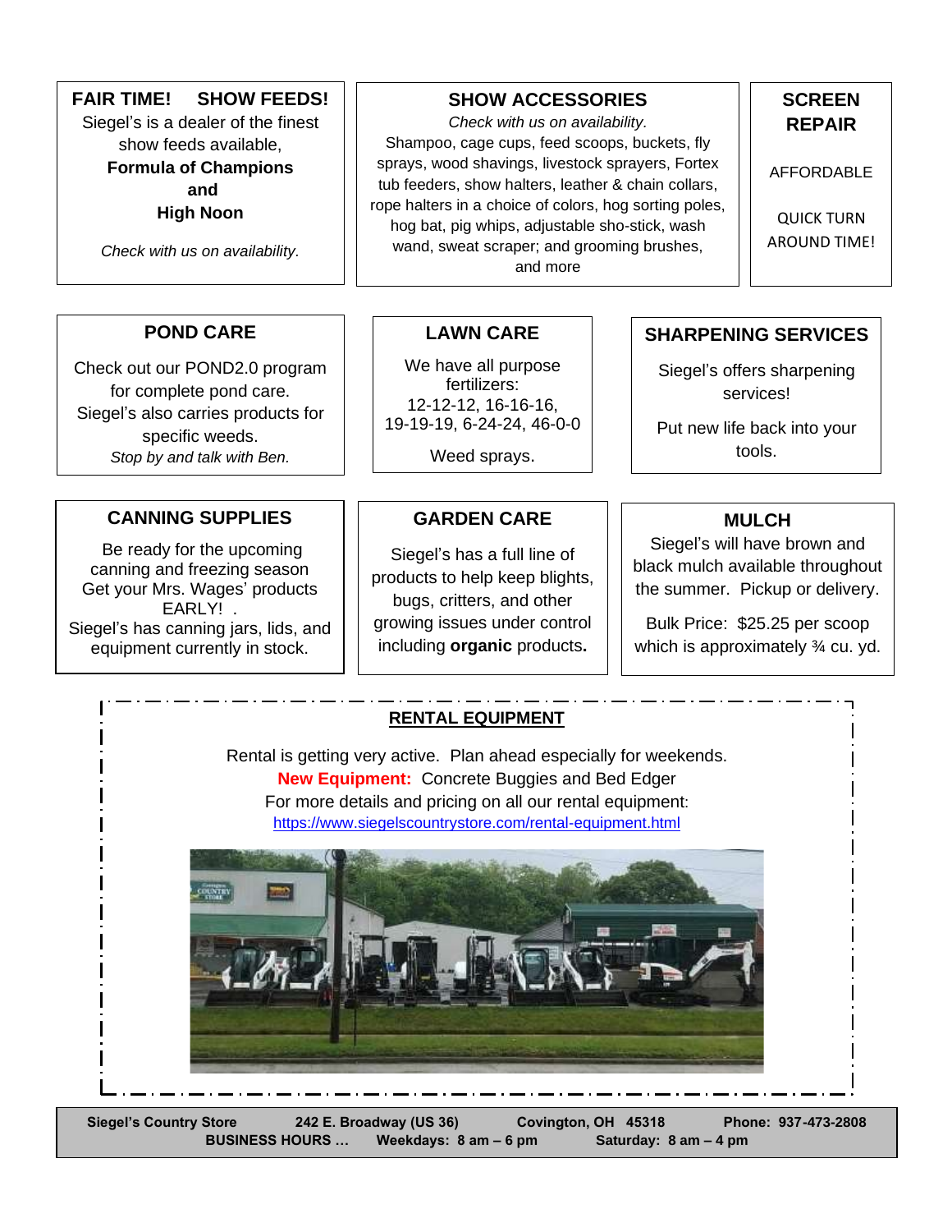## FAIR TIME! SHOW FEEDS!

Siegel's is a dealer of the finest show feeds available,

**Formula of Champions**
**and**
**High Noon**

*Check with us on availability.*

## SHOW ACCESSORIES

*Check with us on availability.*

Shampoo, cage cups, feed scoops, buckets, fly sprays, wood shavings, livestock sprayers, Fortex tub feeders, show halters, leather & chain collars, rope halters in a choice of colors, hog sorting poles, hog bat, pig whips, adjustable sho-stick, wash wand, sweat scraper; and grooming brushes, and more

## SCREEN REPAIR

AFFORDABLE

QUICK TURN AROUND TIME!

## POND CARE

Check out our POND2.0 program for complete pond care.
Siegel's also carries products for specific weeds.
*Stop by and talk with Ben.*

## LAWN CARE

We have all purpose fertilizers:
12-12-12, 16-16-16, 19-19-19, 6-24-24, 46-0-0

Weed sprays.

## SHARPENING SERVICES

Siegel's offers sharpening services!

Put new life back into your tools.

## CANNING SUPPLIES

Be ready for the upcoming canning and freezing season
Get your Mrs. Wages' products EARLY! .
Siegel's has canning jars, lids, and equipment currently in stock.

## GARDEN CARE

Siegel's has a full line of products to help keep blights, bugs, critters, and other growing issues under control including **organic** products.

## MULCH

Siegel's will have brown and black mulch available throughout the summer. Pickup or delivery.

Bulk Price: $25.25 per scoop which is approximately ¾ cu. yd.

## RENTAL EQUIPMENT

Rental is getting very active. Plan ahead especially for weekends.
**New Equipment:** Concrete Buggies and Bed Edger
For more details and pricing on all our rental equipment:
https://www.siegelscountrystore.com/rental-equipment.html

**Siegel's Country Store** **242 E. Broadway (US 36)** **Covington, OH 45318** **Phone: 937-473-2808**
**BUSINESS HOURS … Weekdays: 8 am – 6 pm Saturday: 8 am – 4 pm**